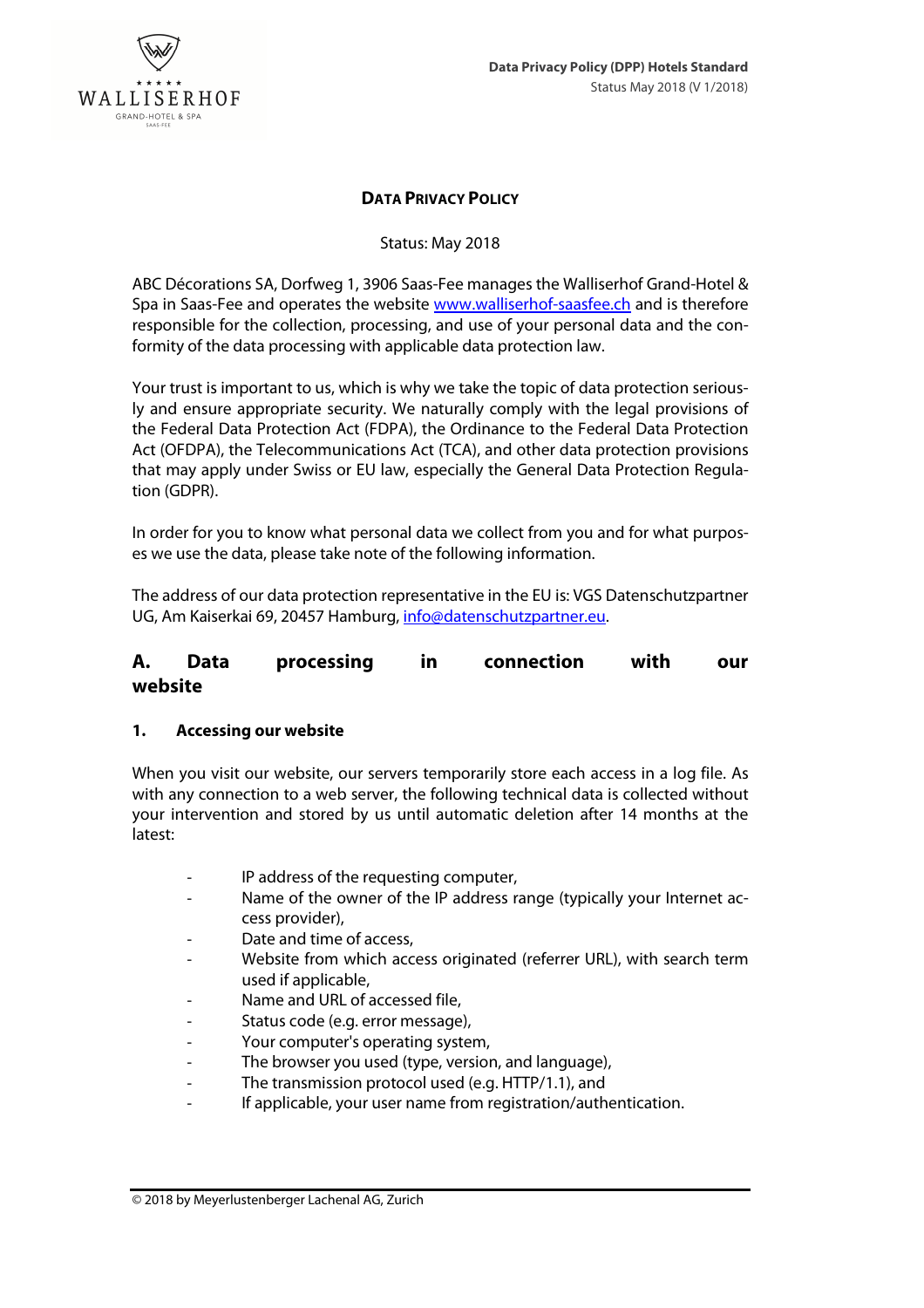# Data Privacy Policy

Status: May 2018

ABC Décorations SA, Dorfweg 1, 3906 Saas-Fee manages the Walliserhof Grand-Hotel & Spa in Saas-Fee and operates the website www.walliserhof-saasfee.ch and is therefore responsible for the collection, processing, and use of your personal data and the conformity of the data processing with applicable data protection law.

Your trust is important to us, which is why we take the topic of data protection seriously and ensure appropriate security. We naturally comply with the legal provisions of the Federal Data Protection Act (FDPA), the Ordinance to the Federal Data Protection Act (OFDPA), the Telecommunications Act (TCA), and other data protection provisions that may apply under Swiss or EU law, especially the General Data Protection Regulation (GDPR).

In order for you to know what personal data we collect from you and for what purposes we use the data, please take note of the following information.

The address of our data protection representative in the EU is: VGS Datenschutzpartner UG, Am Kaiserkai 69, 20457 Hamburg, info@datenschutzpartner.eu.

## A. Data processing in connection with our website

### 1. Accessing our website

When you visit our website, our servers temporarily store each access in a log file. As with any connection to a web server, the following technical data is collected without your intervention and stored by us until automatic deletion after 14 months at the latest:

- IP address of the requesting computer,
- Name of the owner of the IP address range (typically your Internet access provider),
- Date and time of access,
- Website from which access originated (referrer URL), with search term used if applicable,
- Name and URL of accessed file,
- Status code (e.g. error message),
- Your computer's operating system,
- The browser you used (type, version, and language),
- The transmission protocol used (e.g. HTTP/1.1), and
- If applicable, your user name from registration/authentication.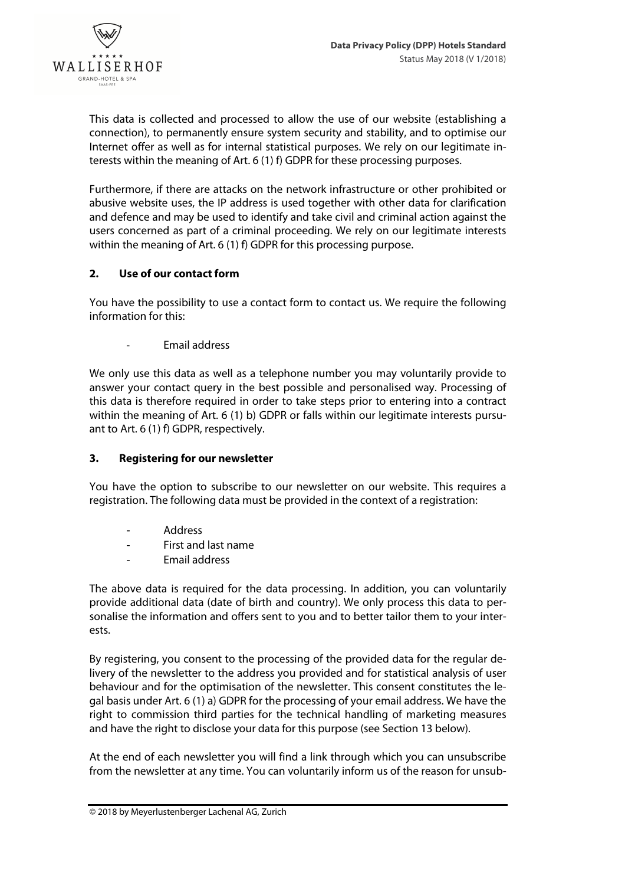This data is collected and processed to allow the use of our website (establishing a connection), to permanently ensure system security and stability, and to optimise our Internet offer as well as for internal statistical purposes. We rely on our legitimate interests within the meaning of Art. 6 (1) f) GDPR for these processing purposes.

Furthermore, if there are attacks on the network infrastructure or other prohibited or abusive website uses, the IP address is used together with other data for clarification and defence and may be used to identify and take civil and criminal action against the users concerned as part of a criminal proceeding. We rely on our legitimate interests within the meaning of Art. 6 (1) f) GDPR for this processing purpose.

## 2. Use of our contact form

You have the possibility to use a contact form to contact us. We require the following information for this:

- Email address

We only use this data as well as a telephone number you may voluntarily provide to answer your contact query in the best possible and personalised way. Processing of this data is therefore required in order to take steps prior to entering into a contract within the meaning of Art. 6 (1) b) GDPR or falls within our legitimate interests pursuant to Art. 6 (1) f) GDPR, respectively.

## 3. Registering for our newsletter

You have the option to subscribe to our newsletter on our website. This requires a registration. The following data must be provided in the context of a registration:

- Address
- First and last name
- Email address

The above data is required for the data processing. In addition, you can voluntarily provide additional data (date of birth and country). We only process this data to personalise the information and offers sent to you and to better tailor them to your interests.

By registering, you consent to the processing of the provided data for the regular delivery of the newsletter to the address you provided and for statistical analysis of user behaviour and for the optimisation of the newsletter. This consent constitutes the legal basis under Art. 6 (1) a) GDPR for the processing of your email address. We have the right to commission third parties for the technical handling of marketing measures and have the right to disclose your data for this purpose (see Section 13 below).

At the end of each newsletter you will find a link through which you can unsubscribe from the newsletter at any time. You can voluntarily inform us of the reason for unsub-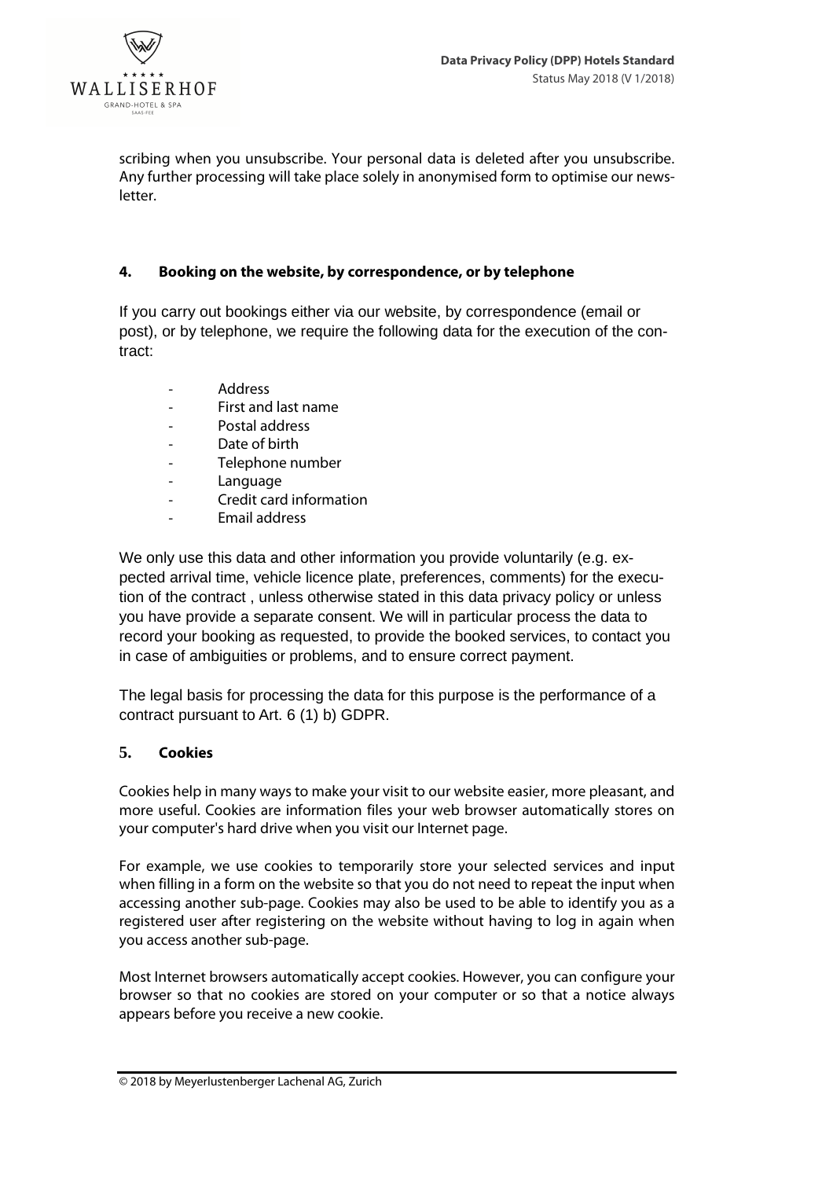scribing when you unsubscribe. Your personal data is deleted after you unsubscribe. Any further processing will take place solely in anonymised form to optimise our newsletter.

## 4. Booking on the website, by correspondence, or by telephone

If you carry out bookings either via our website, by correspondence (email or post), or by telephone, we require the following data for the execution of the contract:

- Address
- First and last name
- Postal address
- Date of birth
- Telephone number
- Language
- Credit card information
- Email address

We only use this data and other information you provide voluntarily (e.g. expected arrival time, vehicle licence plate, preferences, comments) for the execution of the contract , unless otherwise stated in this data privacy policy or unless you have provide a separate consent. We will in particular process the data to record your booking as requested, to provide the booked services, to contact you in case of ambiguities or problems, and to ensure correct payment.

The legal basis for processing the data for this purpose is the performance of a contract pursuant to Art. 6 (1) b) GDPR.

## 5. Cookies

Cookies help in many ways to make your visit to our website easier, more pleasant, and more useful. Cookies are information files your web browser automatically stores on your computer's hard drive when you visit our Internet page.

For example, we use cookies to temporarily store your selected services and input when filling in a form on the website so that you do not need to repeat the input when accessing another sub-page. Cookies may also be used to be able to identify you as a registered user after registering on the website without having to log in again when you access another sub-page.

Most Internet browsers automatically accept cookies. However, you can configure your browser so that no cookies are stored on your computer or so that a notice always appears before you receive a new cookie.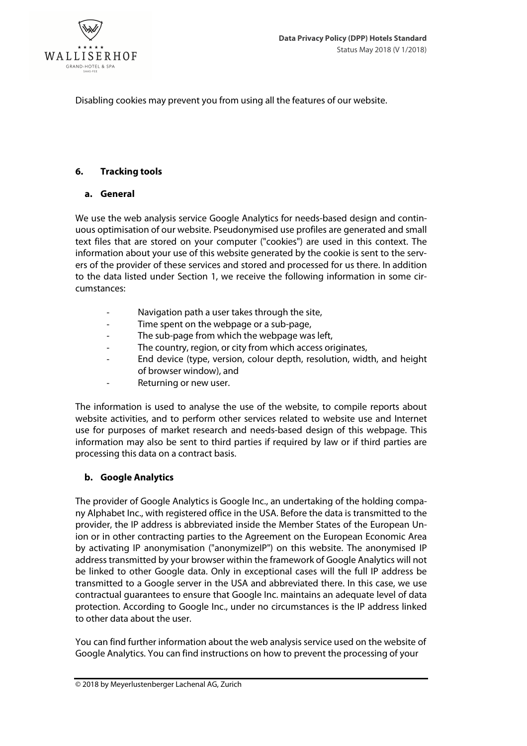Disabling cookies may prevent you from using all the features of our website.

## 6. Tracking tools

### a. General

We use the web analysis service Google Analytics for needs-based design and continuous optimisation of our website. Pseudonymised use profiles are generated and small text files that are stored on your computer ("cookies") are used in this context. The information about your use of this website generated by the cookie is sent to the servers of the provider of these services and stored and processed for us there. In addition to the data listed under Section 1, we receive the following information in some circumstances:

- Navigation path a user takes through the site,
- Time spent on the webpage or a sub-page,
- The sub-page from which the webpage was left,
- The country, region, or city from which access originates,
- End device (type, version, colour depth, resolution, width, and height of browser window), and
- Returning or new user.

The information is used to analyse the use of the website, to compile reports about website activities, and to perform other services related to website use and Internet use for purposes of market research and needs-based design of this webpage. This information may also be sent to third parties if required by law or if third parties are processing this data on a contract basis.

### b. Google Analytics

The provider of Google Analytics is Google Inc., an undertaking of the holding company Alphabet Inc., with registered office in the USA. Before the data is transmitted to the provider, the IP address is abbreviated inside the Member States of the European Union or in other contracting parties to the Agreement on the European Economic Area by activating IP anonymisation ("anonymizeIP") on this website. The anonymised IP address transmitted by your browser within the framework of Google Analytics will not be linked to other Google data. Only in exceptional cases will the full IP address be transmitted to a Google server in the USA and abbreviated there. In this case, we use contractual guarantees to ensure that Google Inc. maintains an adequate level of data protection. According to Google Inc., under no circumstances is the IP address linked to other data about the user.

You can find further information about the web analysis service used on the website of Google Analytics. You can find instructions on how to prevent the processing of your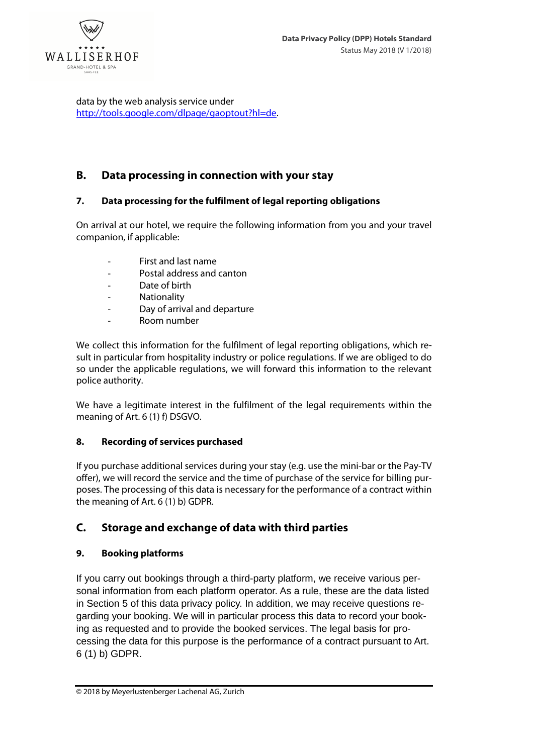data by the web analysis service under http://tools.google.com/dlpage/gaoptout?hl=de.

## B. Data processing in connection with your stay

### 7. Data processing for the fulfilment of legal reporting obligations

On arrival at our hotel, we require the following information from you and your travel companion, if applicable:

- First and last name
- Postal address and canton
- Date of birth
- Nationality
- Day of arrival and departure
- Room number

We collect this information for the fulfilment of legal reporting obligations, which result in particular from hospitality industry or police regulations. If we are obliged to do so under the applicable regulations, we will forward this information to the relevant police authority.

We have a legitimate interest in the fulfilment of the legal requirements within the meaning of Art. 6 (1) f) DSGVO.

### 8. Recording of services purchased

If you purchase additional services during your stay (e.g. use the mini-bar or the Pay-TV offer), we will record the service and the time of purchase of the service for billing purposes. The processing of this data is necessary for the performance of a contract within the meaning of Art. 6 (1) b) GDPR.

## C. Storage and exchange of data with third parties

### 9. Booking platforms

If you carry out bookings through a third-party platform, we receive various personal information from each platform operator. As a rule, these are the data listed in Section 5 of this data privacy policy. In addition, we may receive questions regarding your booking. We will in particular process this data to record your booking as requested and to provide the booked services. The legal basis for processing the data for this purpose is the performance of a contract pursuant to Art. 6 (1) b) GDPR.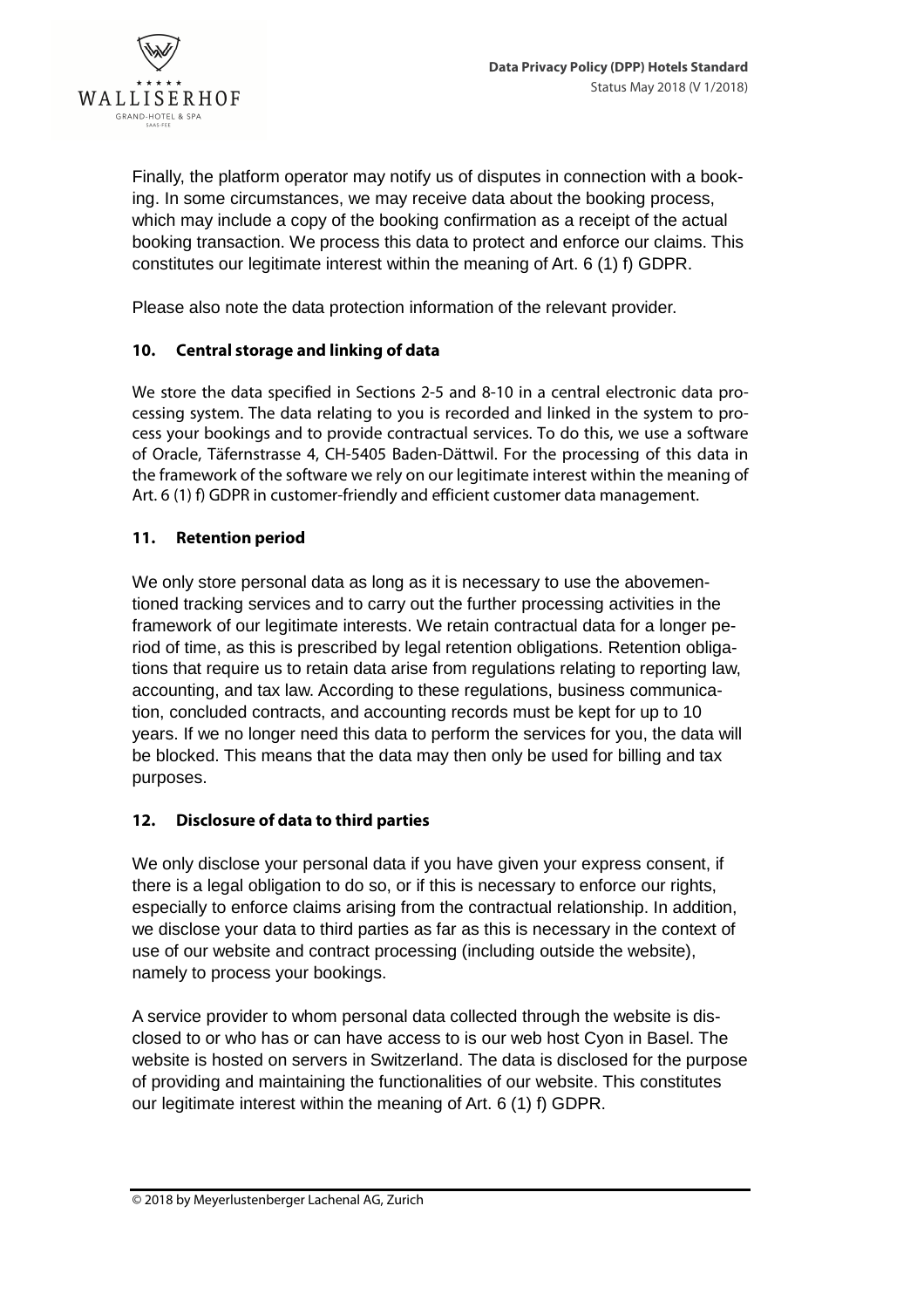Finally, the platform operator may notify us of disputes in connection with a booking. In some circumstances, we may receive data about the booking process, which may include a copy of the booking confirmation as a receipt of the actual booking transaction. We process this data to protect and enforce our claims. This constitutes our legitimate interest within the meaning of Art. 6 (1) f) GDPR.

Please also note the data protection information of the relevant provider.

## 10. Central storage and linking of data

We store the data specified in Sections 2-5 and 8-10 in a central electronic data processing system. The data relating to you is recorded and linked in the system to process your bookings and to provide contractual services. To do this, we use a software of Oracle, Täfernstrasse 4, CH-5405 Baden-Dättwil. For the processing of this data in the framework of the software we rely on our legitimate interest within the meaning of Art. 6 (1) f) GDPR in customer-friendly and efficient customer data management.

## 11. Retention period

We only store personal data as long as it is necessary to use the abovementioned tracking services and to carry out the further processing activities in the framework of our legitimate interests. We retain contractual data for a longer period of time, as this is prescribed by legal retention obligations. Retention obligations that require us to retain data arise from regulations relating to reporting law, accounting, and tax law. According to these regulations, business communication, concluded contracts, and accounting records must be kept for up to 10 years. If we no longer need this data to perform the services for you, the data will be blocked. This means that the data may then only be used for billing and tax purposes.

## 12. Disclosure of data to third parties

We only disclose your personal data if you have given your express consent, if there is a legal obligation to do so, or if this is necessary to enforce our rights, especially to enforce claims arising from the contractual relationship. In addition, we disclose your data to third parties as far as this is necessary in the context of use of our website and contract processing (including outside the website), namely to process your bookings.

A service provider to whom personal data collected through the website is disclosed to or who has or can have access to is our web host Cyon in Basel. The website is hosted on servers in Switzerland. The data is disclosed for the purpose of providing and maintaining the functionalities of our website. This constitutes our legitimate interest within the meaning of Art. 6 (1) f) GDPR.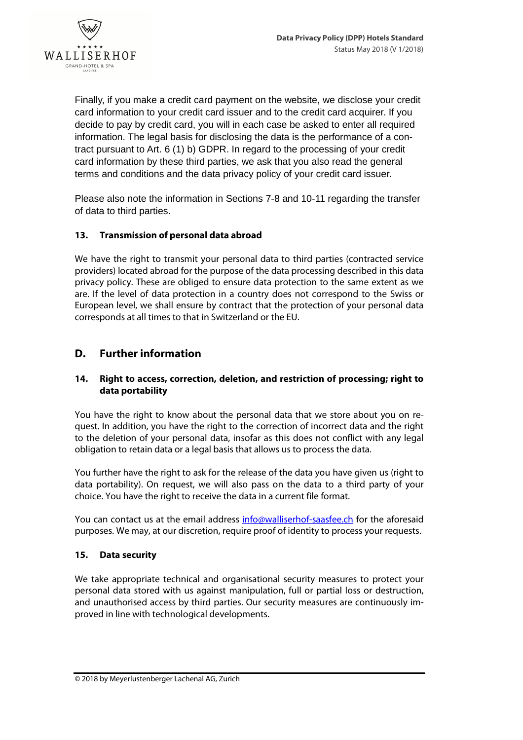Finally, if you make a credit card payment on the website, we disclose your credit card information to your credit card issuer and to the credit card acquirer. If you decide to pay by credit card, you will in each case be asked to enter all required information. The legal basis for disclosing the data is the performance of a contract pursuant to Art. 6 (1) b) GDPR. In regard to the processing of your credit card information by these third parties, we ask that you also read the general terms and conditions and the data privacy policy of your credit card issuer.

Please also note the information in Sections 7-8 and 10-11 regarding the transfer of data to third parties.

### 13. Transmission of personal data abroad

We have the right to transmit your personal data to third parties (contracted service providers) located abroad for the purpose of the data processing described in this data privacy policy. These are obliged to ensure data protection to the same extent as we are. If the level of data protection in a country does not correspond to the Swiss or European level, we shall ensure by contract that the protection of your personal data corresponds at all times to that in Switzerland or the EU.

## D. Further information

### 14. Right to access, correction, deletion, and restriction of processing; right to data portability

You have the right to know about the personal data that we store about you on request. In addition, you have the right to the correction of incorrect data and the right to the deletion of your personal data, insofar as this does not conflict with any legal obligation to retain data or a legal basis that allows us to process the data.

You further have the right to ask for the release of the data you have given us (right to data portability). On request, we will also pass on the data to a third party of your choice. You have the right to receive the data in a current file format.

You can contact us at the email address info@walliserhof-saasfee.ch for the aforesaid purposes. We may, at our discretion, require proof of identity to process your requests.

### 15. Data security

We take appropriate technical and organisational security measures to protect your personal data stored with us against manipulation, full or partial loss or destruction, and unauthorised access by third parties. Our security measures are continuously improved in line with technological developments.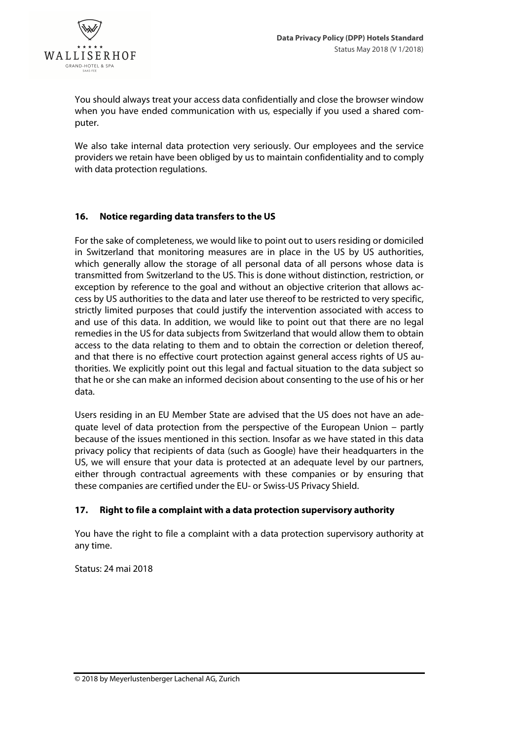You should always treat your access data confidentially and close the browser window when you have ended communication with us, especially if you used a shared computer.

We also take internal data protection very seriously. Our employees and the service providers we retain have been obliged by us to maintain confidentiality and to comply with data protection regulations.

## 16. Notice regarding data transfers to the US

For the sake of completeness, we would like to point out to users residing or domiciled in Switzerland that monitoring measures are in place in the US by US authorities, which generally allow the storage of all personal data of all persons whose data is transmitted from Switzerland to the US. This is done without distinction, restriction, or exception by reference to the goal and without an objective criterion that allows access by US authorities to the data and later use thereof to be restricted to very specific, strictly limited purposes that could justify the intervention associated with access to and use of this data. In addition, we would like to point out that there are no legal remedies in the US for data subjects from Switzerland that would allow them to obtain access to the data relating to them and to obtain the correction or deletion thereof, and that there is no effective court protection against general access rights of US authorities. We explicitly point out this legal and factual situation to the data subject so that he or she can make an informed decision about consenting to the use of his or her data.

Users residing in an EU Member State are advised that the US does not have an adequate level of data protection from the perspective of the European Union – partly because of the issues mentioned in this section. Insofar as we have stated in this data privacy policy that recipients of data (such as Google) have their headquarters in the US, we will ensure that your data is protected at an adequate level by our partners, either through contractual agreements with these companies or by ensuring that these companies are certified under the EU- or Swiss-US Privacy Shield.

## 17. Right to file a complaint with a data protection supervisory authority

You have the right to file a complaint with a data protection supervisory authority at any time.

Status: 24 mai 2018